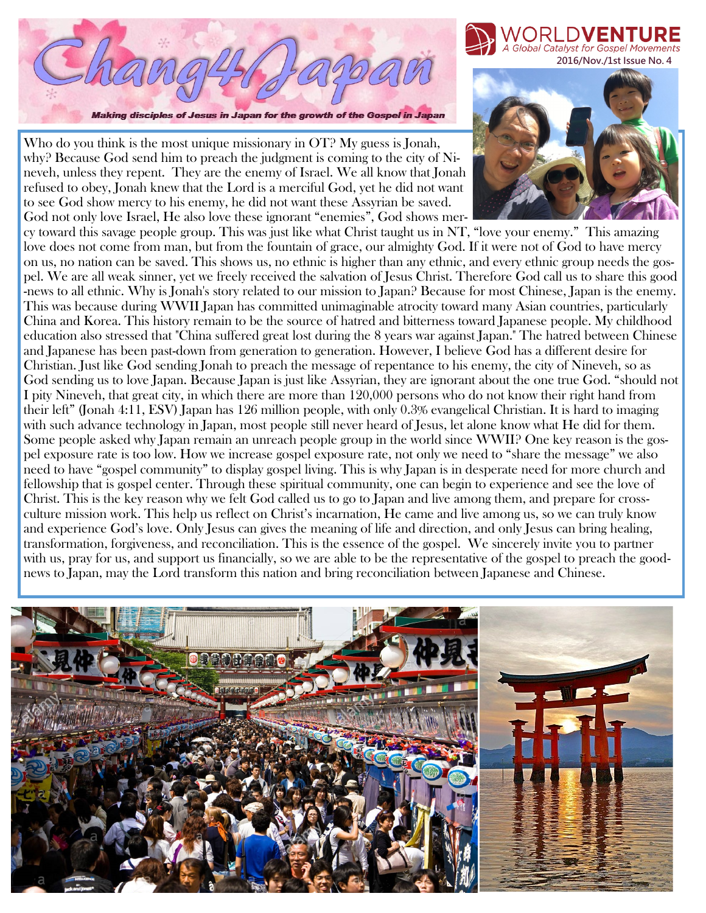# Chang4Japan

***Making disciples of Jesus in Japan for the growth of the Gospel in Japan***

WORLDVENTURE
*A Global Catalyst for Gospel Movements*
**2016/Nov./1st Issue No. 4**

Who do you think is the most unique missionary in OT? My guess is Jonah, why? Because God send him to preach the judgment is coming to the city of Nineveh, unless they repent. They are the enemy of Israel. We all know that Jonah refused to obey, Jonah knew that the Lord is a merciful God, yet he did not want to see God show mercy to his enemy, he did not want these Assyrian be saved. God not only love Israel, He also love these ignorant "enemies", God shows mercy toward this savage people group. This was just like what Christ taught us in NT, "love your enemy." This amazing love does not come from man, but from the fountain of grace, our almighty God. If it were not of God to have mercy on us, no nation can be saved. This shows us, no ethnic is higher than any ethnic, and every ethnic group needs the gospel. We are all weak sinner, yet we freely received the salvation of Jesus Christ. Therefore God call us to share this good-news to all ethnic. Why is Jonah's story related to our mission to Japan? Because for most Chinese, Japan is the enemy. This was because during WWII Japan has committed unimaginable atrocity toward many Asian countries, particularly China and Korea. This history remain to be the source of hatred and bitterness toward Japanese people. My childhood education also stressed that "China suffered great lost during the 8 years war against Japan." The hatred between Chinese and Japanese has been past-down from generation to generation. However, I believe God has a different desire for Christian. Just like God sending Jonah to preach the message of repentance to his enemy, the city of Nineveh, so as God sending us to love Japan. Because Japan is just like Assyrian, they are ignorant about the one true God. "should not I pity Nineveh, that great city, in which there are more than 120,000 persons who do not know their right hand from their left" (Jonah 4:11, ESV) Japan has 126 million people, with only 0.3% evangelical Christian. It is hard to imaging with such advance technology in Japan, most people still never heard of Jesus, let alone know what He did for them. Some people asked why Japan remain an unreach people group in the world since WWII? One key reason is the gospel exposure rate is too low. How we increase gospel exposure rate, not only we need to "share the message" we also need to have "gospel community" to display gospel living. This is why Japan is in desperate need for more church and fellowship that is gospel center. Through these spiritual community, one can begin to experience and see the love of Christ. This is the key reason why we felt God called us to go to Japan and live among them, and prepare for cross-culture mission work. This help us reflect on Christ's incarnation, He came and live among us, so we can truly know and experience God's love. Only Jesus can gives the meaning of life and direction, and only Jesus can bring healing, transformation, forgiveness, and reconciliation. This is the essence of the gospel. We sincerely invite you to partner with us, pray for us, and support us financially, so we are able to be the representative of the gospel to preach the good-news to Japan, may the Lord transform this nation and bring reconciliation between Japanese and Chinese.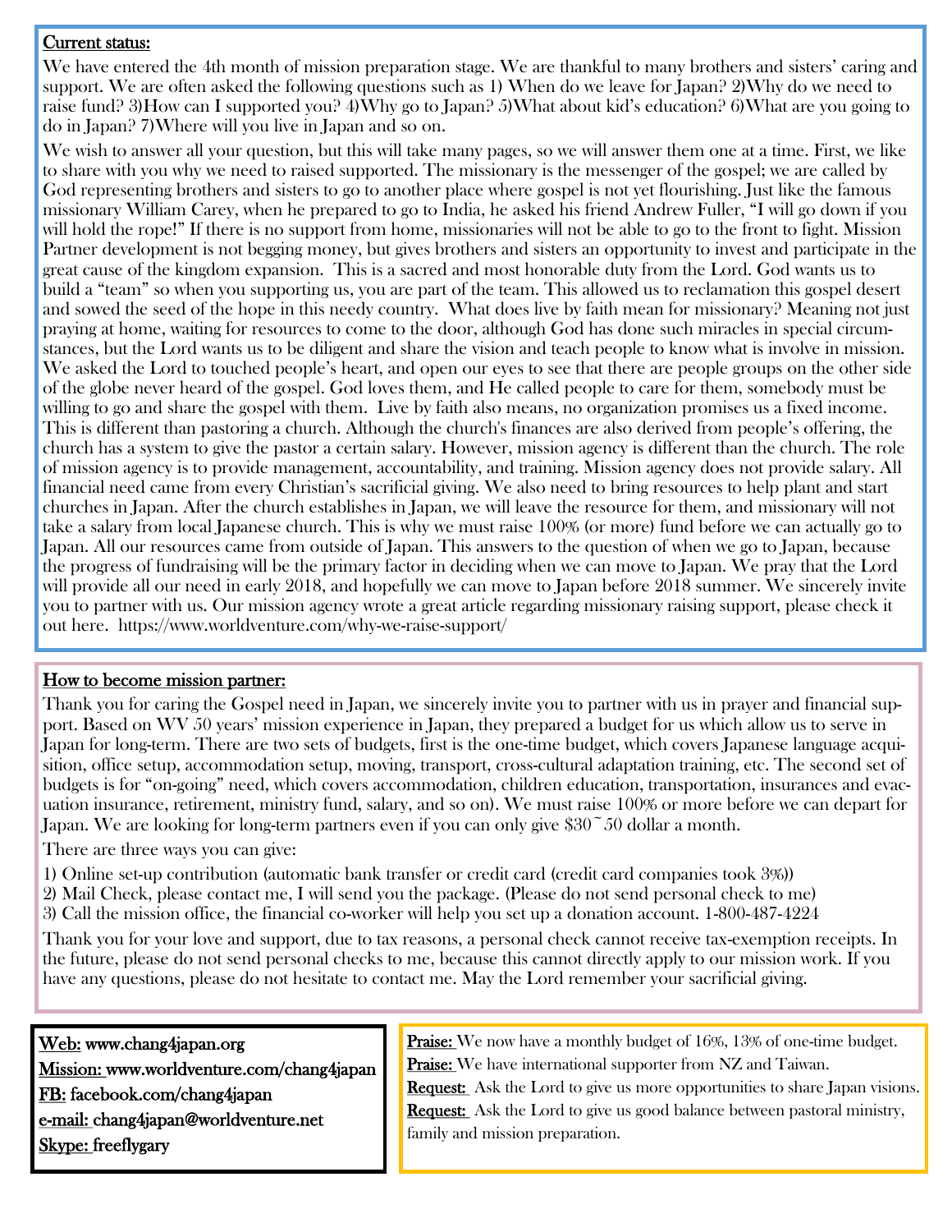**Current status:**

We have entered the 4th month of mission preparation stage. We are thankful to many brothers and sisters' caring and support. We are often asked the following questions such as 1) When do we leave for Japan? 2)Why do we need to raise fund? 3)How can I supported you? 4)Why go to Japan? 5)What about kid's education? 6)What are you going to do in Japan? 7)Where will you live in Japan and so on.

We wish to answer all your question, but this will take many pages, so we will answer them one at a time. First, we like to share with you why we need to raised supported. The missionary is the messenger of the gospel; we are called by God representing brothers and sisters to go to another place where gospel is not yet flourishing. Just like the famous missionary William Carey, when he prepared to go to India, he asked his friend Andrew Fuller, "I will go down if you will hold the rope!" If there is no support from home, missionaries will not be able to go to the front to fight. Mission Partner development is not begging money, but gives brothers and sisters an opportunity to invest and participate in the great cause of the kingdom expansion. This is a sacred and most honorable duty from the Lord. God wants us to build a "team" so when you supporting us, you are part of the team. This allowed us to reclamation this gospel desert and sowed the seed of the hope in this needy country. What does live by faith mean for missionary? Meaning not just praying at home, waiting for resources to come to the door, although God has done such miracles in special circumstances, but the Lord wants us to be diligent and share the vision and teach people to know what is involve in mission. We asked the Lord to touched people's heart, and open our eyes to see that there are people groups on the other side of the globe never heard of the gospel. God loves them, and He called people to care for them, somebody must be willing to go and share the gospel with them. Live by faith also means, no organization promises us a fixed income. This is different than pastoring a church. Although the church's finances are also derived from people's offering, the church has a system to give the pastor a certain salary. However, mission agency is different than the church. The role of mission agency came is to provide management, accountability, and training. Mission agency does not provide salary. All financial need came from every Christian's sacrificial giving. We also need to bring resources to help plant and start churches in Japan. After the church establishes in Japan, we will leave the resource for them, and missionary will not take a salary from local Japanese church. This is why we must raise 100% (or more) fund before we can actually go to Japan. All our resources came from outside of Japan. This answers to the question of when we go to Japan, because the progress of fundraising will be the primary factor in deciding when we can move to Japan. We pray that the Lord will provide all our need in early 2018, and hopefully we can move to Japan before 2018 summer. We sincerely invite you to partner with us. Our mission agency wrote a great article regarding missionary raising support, please check it out here. https://www.worldventure.com/why-we-raise-support/

**How to become mission partner:**

Thank you for caring the Gospel need in Japan, we sincerely invite you to partner with us in prayer and financial support. Based on WV 50 years' mission experience in Japan, they prepared a budget for us which allow us to serve in Japan for long-term. There are two sets of budgets, first is the one-time budget, which covers Japanese language acquisition, office setup, accommodation setup, moving, transport, cross-cultural adaptation training, etc. The second set of budgets is for "on-going" need, which covers accommodation, children education, transportation, insurances and evacuation insurance, retirement, ministry fund, salary, and so on). We must raise 100% or more before we can depart for Japan. We are looking for long-term partners even if you can only give $30~50 dollar a month.

There are three ways you can give:

1) Online set-up contribution (automatic bank transfer or credit card (credit card companies took 3%))
2) Mail Check, please contact me, I will send you the package. (Please do not send personal check to me)
3) Call the mission office, the financial co-worker will help you set up a donation account. 1-800-487-4224

Thank you for your love and support, due to tax reasons, a personal check cannot receive tax-exemption receipts. In the future, please do not send personal checks to me, because this cannot directly apply to our mission work. If you have any questions, please do not hesitate to contact me. May the Lord remember your sacrificial giving.

**Web:** www.chang4japan.org
**Mission:** www.worldventure.com/chang4japan
**FB:** facebook.com/chang4japan
**e-mail:** chang4japan@worldventure.net
**Skype:** freeflygary

**Praise:** We now have a monthly budget of 16%, 13% of one-time budget.
**Praise:** We have international supporter from NZ and Taiwan.
**Request:** Ask the Lord to give us more opportunities to share Japan visions.
**Request:** Ask the Lord to give us good balance between pastoral ministry, family and mission preparation.